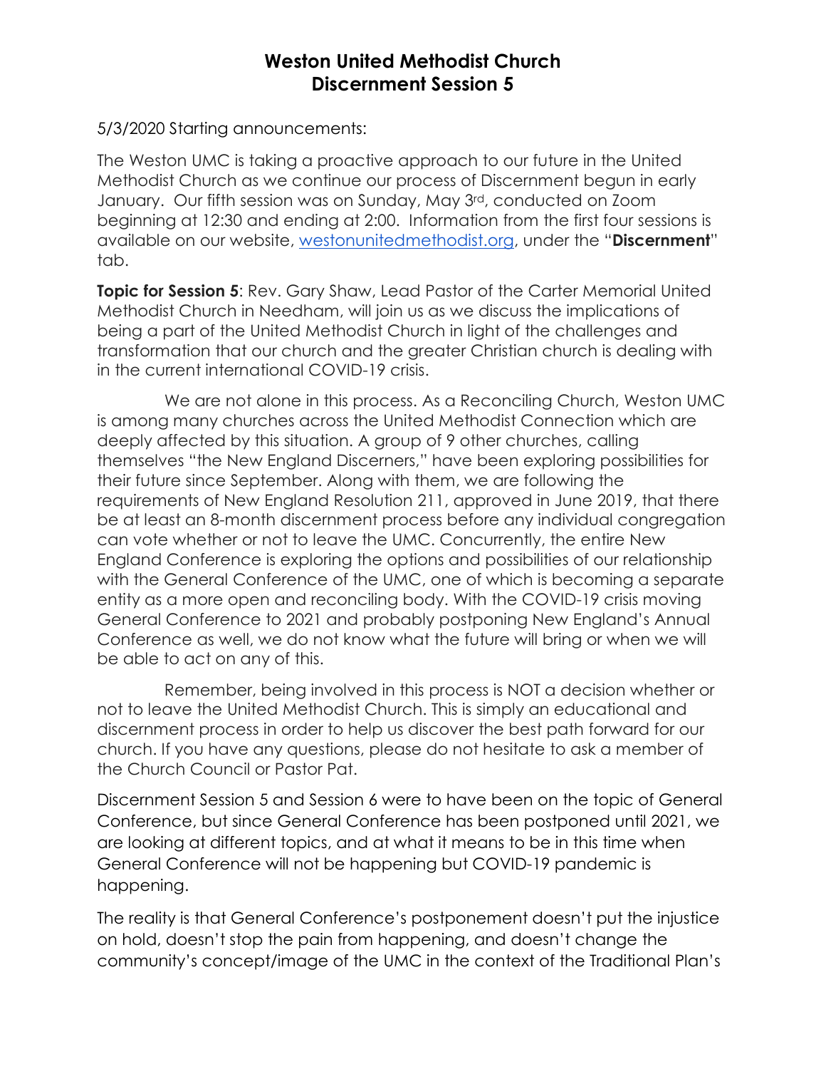# Weston United Methodist Church
## Discernment Session 5

5/3/2020 Starting announcements:

The Weston UMC is taking a proactive approach to our future in the United Methodist Church as we continue our process of Discernment begun in early January. Our fifth session was on Sunday, May 3rd, conducted on Zoom beginning at 12:30 and ending at 2:00. Information from the first four sessions is available on our website, [westonunitedmethodist.org](westonunitedmethodist.org), under the "**Discernment**" tab.

**Topic for Session 5**: Rev. Gary Shaw, Lead Pastor of the Carter Memorial United Methodist Church in Needham, will join us as we discuss the implications of being a part of the United Methodist Church in light of the challenges and transformation that our church and the greater Christian church is dealing with in the current international COVID-19 crisis.

We are not alone in this process. As a Reconciling Church, Weston UMC is among many churches across the United Methodist Connection which are deeply affected by this situation. A group of 9 other churches, calling themselves "the New England Discerners," have been exploring possibilities for their future since September. Along with them, we are following the requirements of New England Resolution 211, approved in June 2019, that there be at least an 8-month discernment process before any individual congregation can vote whether or not to leave the UMC. Concurrently, the entire New England Conference is exploring the options and possibilities of our relationship with the General Conference of the UMC, one of which is becoming a separate entity as a more open and reconciling body. With the COVID-19 crisis moving General Conference to 2021 and probably postponing New England's Annual Conference as well, we do not know what the future will bring or when we will be able to act on any of this.

Remember, being involved in this process is NOT a decision whether or not to leave the United Methodist Church. This is simply an educational and discernment process in order to help us discover the best path forward for our church. If you have any questions, please do not hesitate to ask a member of the Church Council or Pastor Pat.

Discernment Session 5 and Session 6 were to have been on the topic of General Conference, but since General Conference has been postponed until 2021, we are looking at different topics, and at what it means to be in this time when General Conference will not be happening but COVID-19 pandemic is happening.

The reality is that General Conference's postponement doesn't put the injustice on hold, doesn't stop the pain from happening, and doesn't change the community's concept/image of the UMC in the context of the Traditional Plan's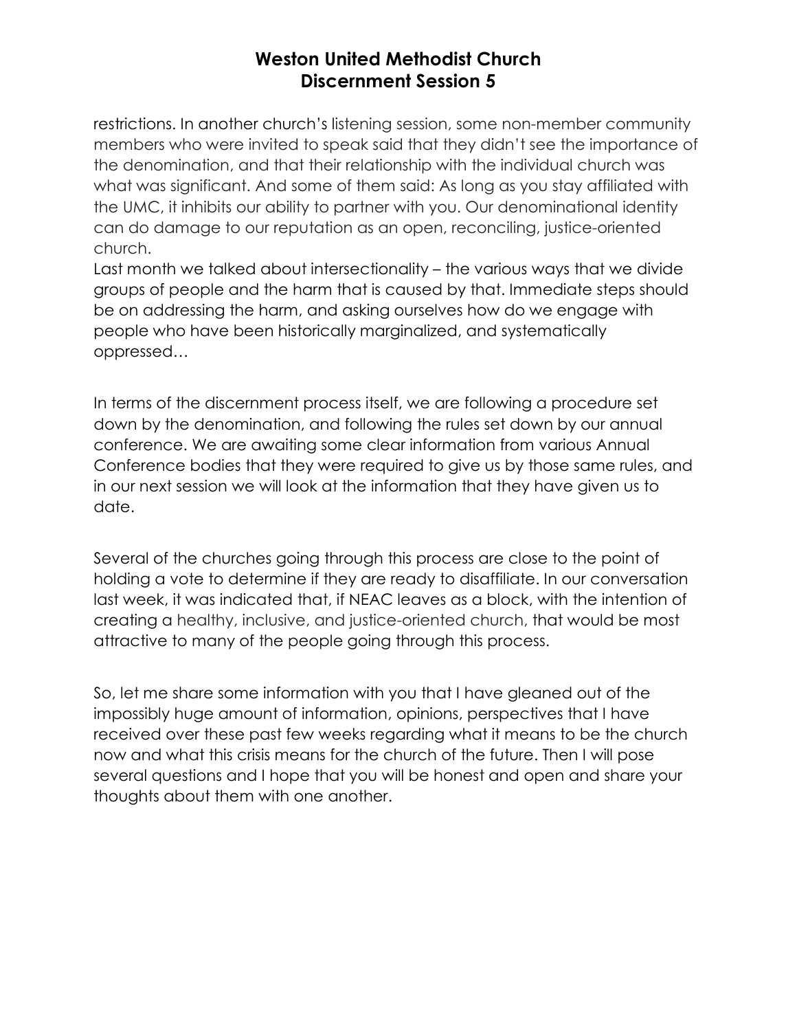restrictions. In another church's listening session, some non-member community members who were invited to speak said that they didn't see the importance of the denomination, and that their relationship with the individual church was what was significant. And some of them said: As long as you stay affiliated with the UMC, it inhibits our ability to partner with you. Our denominational identity can do damage to our reputation as an open, reconciling, justice-oriented church.

Last month we talked about intersectionality – the various ways that we divide groups of people and the harm that is caused by that. Immediate steps should be on addressing the harm, and asking ourselves how do we engage with people who have been historically marginalized, and systematically oppressed…

In terms of the discernment process itself, we are following a procedure set down by the denomination, and following the rules set down by our annual conference. We are awaiting some clear information from various Annual Conference bodies that they were required to give us by those same rules, and in our next session we will look at the information that they have given us to date.

Several of the churches going through this process are close to the point of holding a vote to determine if they are ready to disaffiliate. In our conversation last week, it was indicated that, if NEAC leaves as a block, with the intention of creating a healthy, inclusive, and justice-oriented church, that would be most attractive to many of the people going through this process.

So, let me share some information with you that I have gleaned out of the impossibly huge amount of information, opinions, perspectives that I have received over these past few weeks regarding what it means to be the church now and what this crisis means for the church of the future. Then I will pose several questions and I hope that you will be honest and open and share your thoughts about them with one another.